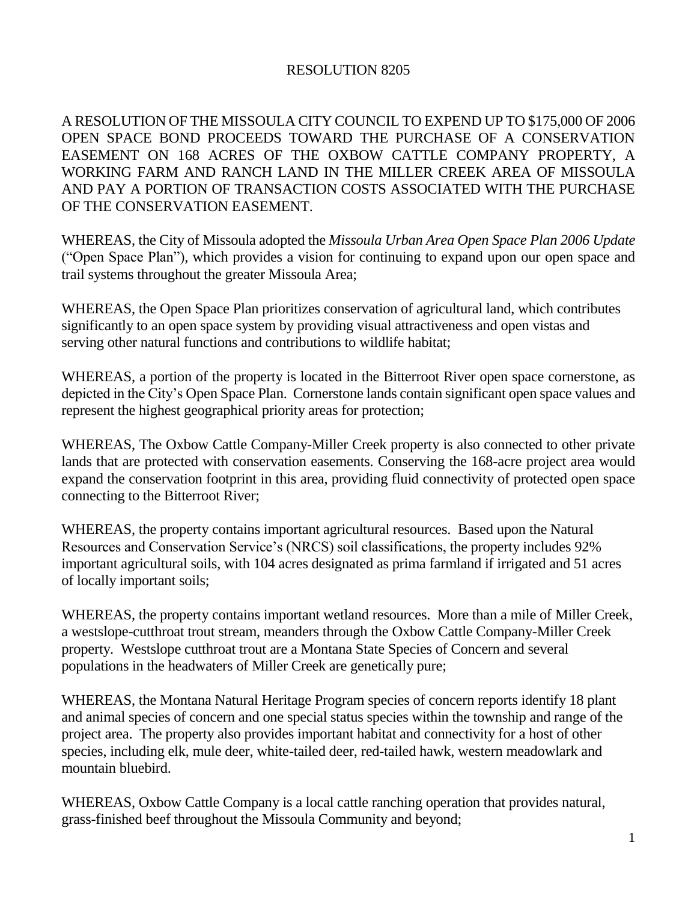# RESOLUTION 8205

A RESOLUTION OF THE MISSOULA CITY COUNCIL TO EXPEND UP TO $175,000 OF 2006 OPEN SPACE BOND PROCEEDS TOWARD THE PURCHASE OF A CONSERVATION EASEMENT ON 168 ACRES OF THE OXBOW CATTLE COMPANY PROPERTY, A WORKING FARM AND RANCH LAND IN THE MILLER CREEK AREA OF MISSOULA AND PAY A PORTION OF TRANSACTION COSTS ASSOCIATED WITH THE PURCHASE OF THE CONSERVATION EASEMENT.

WHEREAS, the City of Missoula adopted the *Missoula Urban Area Open Space Plan 2006 Update* ("Open Space Plan"), which provides a vision for continuing to expand upon our open space and trail systems throughout the greater Missoula Area;

WHEREAS, the Open Space Plan prioritizes conservation of agricultural land, which contributes significantly to an open space system by providing visual attractiveness and open vistas and serving other natural functions and contributions to wildlife habitat;

WHEREAS, a portion of the property is located in the Bitterroot River open space cornerstone, as depicted in the City's Open Space Plan. Cornerstone lands contain significant open space values and represent the highest geographical priority areas for protection;

WHEREAS, The Oxbow Cattle Company-Miller Creek property is also connected to other private lands that are protected with conservation easements. Conserving the 168-acre project area would expand the conservation footprint in this area, providing fluid connectivity of protected open space connecting to the Bitterroot River;

WHEREAS, the property contains important agricultural resources. Based upon the Natural Resources and Conservation Service's (NRCS) soil classifications, the property includes 92% important agricultural soils, with 104 acres designated as prima farmland if irrigated and 51 acres of locally important soils;

WHEREAS, the property contains important wetland resources. More than a mile of Miller Creek, a westslope-cutthroat trout stream, meanders through the Oxbow Cattle Company-Miller Creek property. Westslope cutthroat trout are a Montana State Species of Concern and several populations in the headwaters of Miller Creek are genetically pure;

WHEREAS, the Montana Natural Heritage Program species of concern reports identify 18 plant and animal species of concern and one special status species within the township and range of the project area. The property also provides important habitat and connectivity for a host of other species, including elk, mule deer, white-tailed deer, red-tailed hawk, western meadowlark and mountain bluebird.

WHEREAS, Oxbow Cattle Company is a local cattle ranching operation that provides natural, grass-finished beef throughout the Missoula Community and beyond;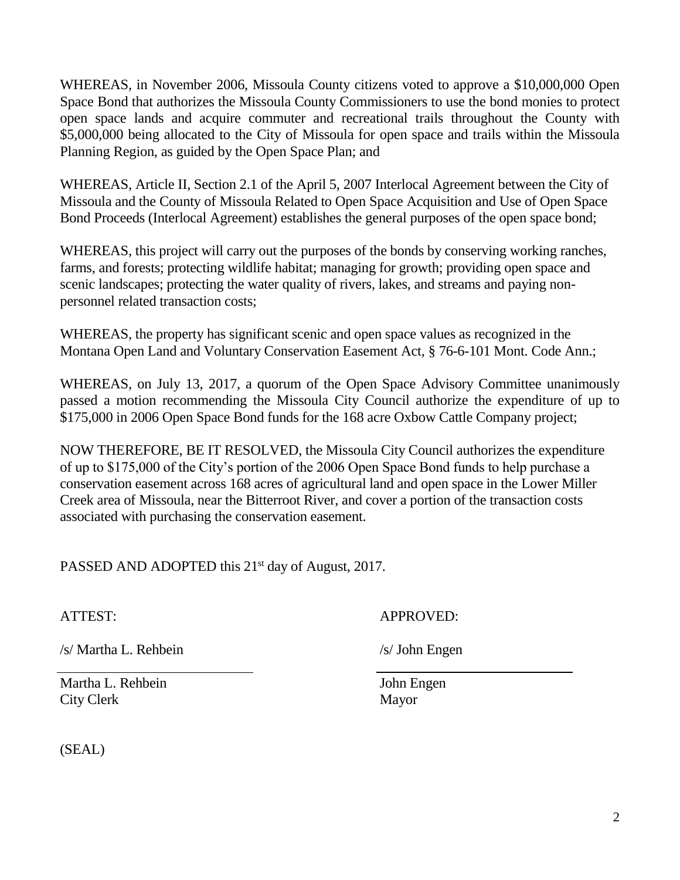WHEREAS, in November 2006, Missoula County citizens voted to approve a $10,000,000 Open Space Bond that authorizes the Missoula County Commissioners to use the bond monies to protect open space lands and acquire commuter and recreational trails throughout the County with $5,000,000 being allocated to the City of Missoula for open space and trails within the Missoula Planning Region, as guided by the Open Space Plan; and

WHEREAS, Article II, Section 2.1 of the April 5, 2007 Interlocal Agreement between the City of Missoula and the County of Missoula Related to Open Space Acquisition and Use of Open Space Bond Proceeds (Interlocal Agreement) establishes the general purposes of the open space bond;

WHEREAS, this project will carry out the purposes of the bonds by conserving working ranches, farms, and forests; protecting wildlife habitat; managing for growth; providing open space and scenic landscapes; protecting the water quality of rivers, lakes, and streams and paying non-personnel related transaction costs;

WHEREAS, the property has significant scenic and open space values as recognized in the Montana Open Land and Voluntary Conservation Easement Act, § 76-6-101 Mont. Code Ann.;

WHEREAS, on July 13, 2017, a quorum of the Open Space Advisory Committee unanimously passed a motion recommending the Missoula City Council authorize the expenditure of up to $175,000 in 2006 Open Space Bond funds for the 168 acre Oxbow Cattle Company project;

NOW THEREFORE, BE IT RESOLVED, the Missoula City Council authorizes the expenditure of up to $175,000 of the City's portion of the 2006 Open Space Bond funds to help purchase a conservation easement across 168 acres of agricultural land and open space in the Lower Miller Creek area of Missoula, near the Bitterroot River, and cover a portion of the transaction costs associated with purchasing the conservation easement.

PASSED AND ADOPTED this 21st day of August, 2017.

ATTEST:

/s/ Martha L. Rehbein

Martha L. Rehbein
City Clerk

APPROVED:

/s/ John Engen

John Engen
Mayor

(SEAL)